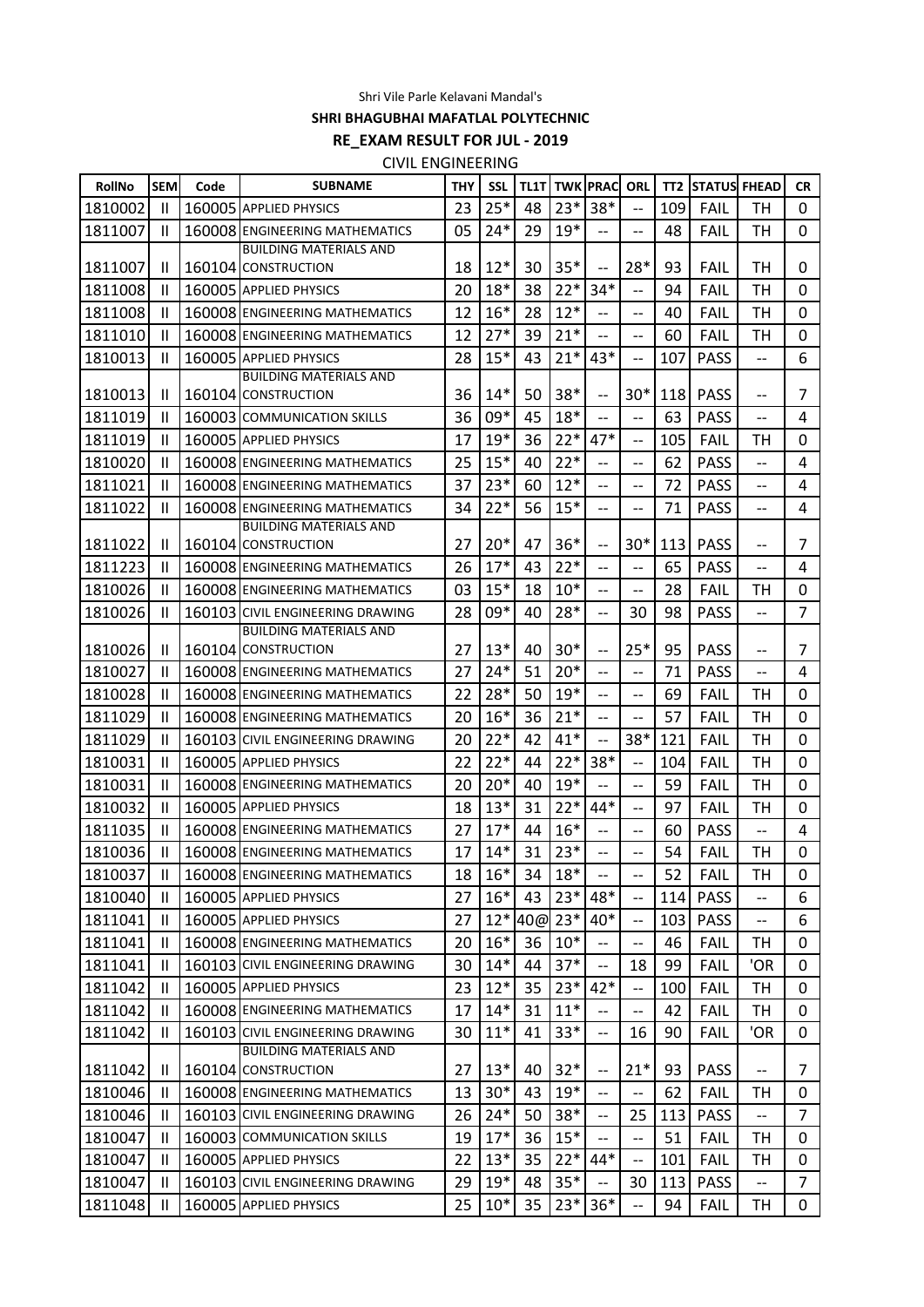Shri Vile Parle Kelavani Mandal's

**SHRI BHAGUBHAI MAFATLAL POLYTECHNIC**

**RE_EXAM RESULT FOR JUL - 2019**

CIVIL ENGINEERING

| RollNo | SEM | Code | SUBNAME | THY | SSL | TL1T | TWK | PRAC | ORL | TT2 | STATUS | FHEAD | CR |
|---|---|---|---|---|---|---|---|---|---|---|---|---|---|
| 1810002 | II | 160005 | APPLIED PHYSICS | 23 | 25* | 48 | 23* | 38* | -- | 109 | FAIL | TH | 0 |
| 1811007 | II | 160008 | ENGINEERING MATHEMATICS | 05 | 24* | 29 | 19* | -- | -- | 48 | FAIL | TH | 0 |
| 1811007 | II | 160104 | BUILDING MATERIALS AND CONSTRUCTION | 18 | 12* | 30 | 35* | -- | 28* | 93 | FAIL | TH | 0 |
| 1811008 | II | 160005 | APPLIED PHYSICS | 20 | 18* | 38 | 22* | 34* | -- | 94 | FAIL | TH | 0 |
| 1811008 | II | 160008 | ENGINEERING MATHEMATICS | 12 | 16* | 28 | 12* | -- | -- | 40 | FAIL | TH | 0 |
| 1811010 | II | 160008 | ENGINEERING MATHEMATICS | 12 | 27* | 39 | 21* | -- | -- | 60 | FAIL | TH | 0 |
| 1810013 | II | 160005 | APPLIED PHYSICS | 28 | 15* | 43 | 21* | 43* | -- | 107 | PASS | -- | 6 |
| 1810013 | II | 160104 | BUILDING MATERIALS AND CONSTRUCTION | 36 | 14* | 50 | 38* | -- | 30* | 118 | PASS | -- | 7 |
| 1811019 | II | 160003 | COMMUNICATION SKILLS | 36 | 09* | 45 | 18* | -- | -- | 63 | PASS | -- | 4 |
| 1811019 | II | 160005 | APPLIED PHYSICS | 17 | 19* | 36 | 22* | 47* | -- | 105 | FAIL | TH | 0 |
| 1810020 | II | 160008 | ENGINEERING MATHEMATICS | 25 | 15* | 40 | 22* | -- | -- | 62 | PASS | -- | 4 |
| 1811021 | II | 160008 | ENGINEERING MATHEMATICS | 37 | 23* | 60 | 12* | -- | -- | 72 | PASS | -- | 4 |
| 1811022 | II | 160008 | ENGINEERING MATHEMATICS | 34 | 22* | 56 | 15* | -- | -- | 71 | PASS | -- | 4 |
| 1811022 | II | 160104 | BUILDING MATERIALS AND CONSTRUCTION | 27 | 20* | 47 | 36* | -- | 30* | 113 | PASS | -- | 7 |
| 1811223 | II | 160008 | ENGINEERING MATHEMATICS | 26 | 17* | 43 | 22* | -- | -- | 65 | PASS | -- | 4 |
| 1810026 | II | 160008 | ENGINEERING MATHEMATICS | 03 | 15* | 18 | 10* | -- | -- | 28 | FAIL | TH | 0 |
| 1810026 | II | 160103 | CIVIL ENGINEERING DRAWING | 28 | 09* | 40 | 28* | -- | 30 | 98 | PASS | -- | 7 |
| 1810026 | II | 160104 | BUILDING MATERIALS AND CONSTRUCTION | 27 | 13* | 40 | 30* | -- | 25* | 95 | PASS | -- | 7 |
| 1810027 | II | 160008 | ENGINEERING MATHEMATICS | 27 | 24* | 51 | 20* | -- | -- | 71 | PASS | -- | 4 |
| 1810028 | II | 160008 | ENGINEERING MATHEMATICS | 22 | 28* | 50 | 19* | -- | -- | 69 | FAIL | TH | 0 |
| 1811029 | II | 160008 | ENGINEERING MATHEMATICS | 20 | 16* | 36 | 21* | -- | -- | 57 | FAIL | TH | 0 |
| 1811029 | II | 160103 | CIVIL ENGINEERING DRAWING | 20 | 22* | 42 | 41* | -- | 38* | 121 | FAIL | TH | 0 |
| 1810031 | II | 160005 | APPLIED PHYSICS | 22 | 22* | 44 | 22* | 38* | -- | 104 | FAIL | TH | 0 |
| 1810031 | II | 160008 | ENGINEERING MATHEMATICS | 20 | 20* | 40 | 19* | -- | -- | 59 | FAIL | TH | 0 |
| 1810032 | II | 160005 | APPLIED PHYSICS | 18 | 13* | 31 | 22* | 44* | -- | 97 | FAIL | TH | 0 |
| 1811035 | II | 160008 | ENGINEERING MATHEMATICS | 27 | 17* | 44 | 16* | -- | -- | 60 | PASS | -- | 4 |
| 1810036 | II | 160008 | ENGINEERING MATHEMATICS | 17 | 14* | 31 | 23* | -- | -- | 54 | FAIL | TH | 0 |
| 1810037 | II | 160008 | ENGINEERING MATHEMATICS | 18 | 16* | 34 | 18* | -- | -- | 52 | FAIL | TH | 0 |
| 1810040 | II | 160005 | APPLIED PHYSICS | 27 | 16* | 43 | 23* | 48* | -- | 114 | PASS | -- | 6 |
| 1811041 | II | 160005 | APPLIED PHYSICS | 27 | 12* | 40@ | 23* | 40* | -- | 103 | PASS | -- | 6 |
| 1811041 | II | 160008 | ENGINEERING MATHEMATICS | 20 | 16* | 36 | 10* | -- | -- | 46 | FAIL | TH | 0 |
| 1811041 | II | 160103 | CIVIL ENGINEERING DRAWING | 30 | 14* | 44 | 37* | -- | 18 | 99 | FAIL | 'OR | 0 |
| 1811042 | II | 160005 | APPLIED PHYSICS | 23 | 12* | 35 | 23* | 42* | -- | 100 | FAIL | TH | 0 |
| 1811042 | II | 160008 | ENGINEERING MATHEMATICS | 17 | 14* | 31 | 11* | -- | -- | 42 | FAIL | TH | 0 |
| 1811042 | II | 160103 | CIVIL ENGINEERING DRAWING | 30 | 11* | 41 | 33* | -- | 16 | 90 | FAIL | 'OR | 0 |
| 1811042 | II | 160104 | BUILDING MATERIALS AND CONSTRUCTION | 27 | 13* | 40 | 32* | -- | 21* | 93 | PASS | -- | 7 |
| 1810046 | II | 160008 | ENGINEERING MATHEMATICS | 13 | 30* | 43 | 19* | -- | -- | 62 | FAIL | TH | 0 |
| 1810046 | II | 160103 | CIVIL ENGINEERING DRAWING | 26 | 24* | 50 | 38* | -- | 25 | 113 | PASS | -- | 7 |
| 1810047 | II | 160003 | COMMUNICATION SKILLS | 19 | 17* | 36 | 15* | -- | -- | 51 | FAIL | TH | 0 |
| 1810047 | II | 160005 | APPLIED PHYSICS | 22 | 13* | 35 | 22* | 44* | -- | 101 | FAIL | TH | 0 |
| 1810047 | II | 160103 | CIVIL ENGINEERING DRAWING | 29 | 19* | 48 | 35* | -- | 30 | 113 | PASS | -- | 7 |
| 1811048 | II | 160005 | APPLIED PHYSICS | 25 | 10* | 35 | 23* | 36* | -- | 94 | FAIL | TH | 0 |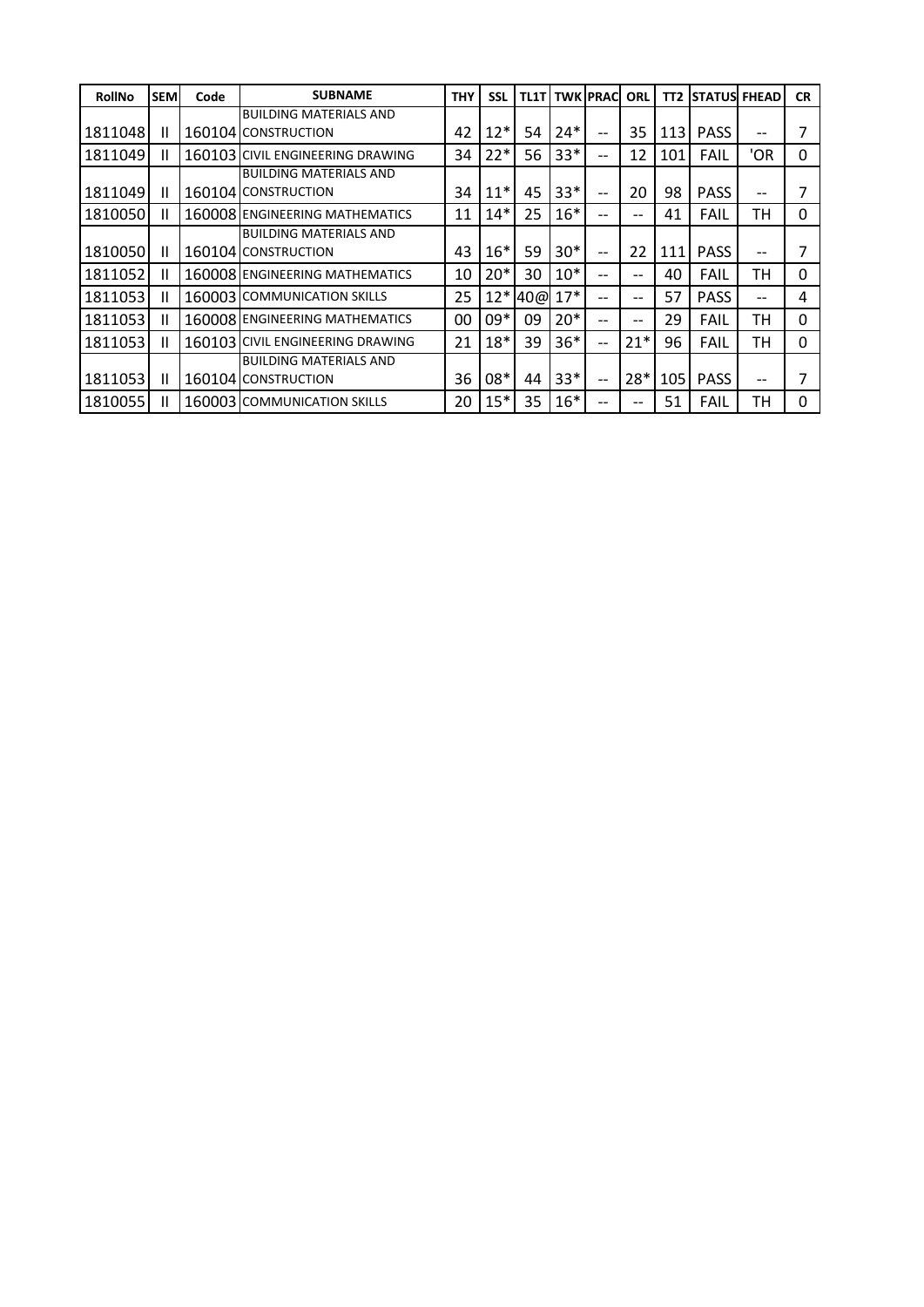| RollNo | SEM | Code | SUBNAME | THY | SSL | TL1T | TWK | PRAC | ORL | TT2 | STATUS | FHEAD | CR |
|---|---|---|---|---|---|---|---|---|---|---|---|---|---|
| 1811048 | II | 160104 | BUILDING MATERIALS AND CONSTRUCTION | 42 | 12* | 54 | 24* | -- | 35 | 113 | PASS | -- | 7 |
| 1811049 | II | 160103 | CIVIL ENGINEERING DRAWING | 34 | 22* | 56 | 33* | -- | 12 | 101 | FAIL | 'OR | 0 |
| 1811049 | II | 160104 | BUILDING MATERIALS AND CONSTRUCTION | 34 | 11* | 45 | 33* | -- | 20 | 98 | PASS | -- | 7 |
| 1810050 | II | 160008 | ENGINEERING MATHEMATICS | 11 | 14* | 25 | 16* | -- | -- | 41 | FAIL | TH | 0 |
| 1810050 | II | 160104 | BUILDING MATERIALS AND CONSTRUCTION | 43 | 16* | 59 | 30* | -- | 22 | 111 | PASS | -- | 7 |
| 1811052 | II | 160008 | ENGINEERING MATHEMATICS | 10 | 20* | 30 | 10* | -- | -- | 40 | FAIL | TH | 0 |
| 1811053 | II | 160003 | COMMUNICATION SKILLS | 25 | 12* | 40@ | 17* | -- | -- | 57 | PASS | -- | 4 |
| 1811053 | II | 160008 | ENGINEERING MATHEMATICS | 00 | 09* | 09 | 20* | -- | -- | 29 | FAIL | TH | 0 |
| 1811053 | II | 160103 | CIVIL ENGINEERING DRAWING | 21 | 18* | 39 | 36* | -- | 21* | 96 | FAIL | TH | 0 |
| 1811053 | II | 160104 | BUILDING MATERIALS AND CONSTRUCTION | 36 | 08* | 44 | 33* | -- | 28* | 105 | PASS | -- | 7 |
| 1810055 | II | 160003 | COMMUNICATION SKILLS | 20 | 15* | 35 | 16* | -- | -- | 51 | FAIL | TH | 0 |